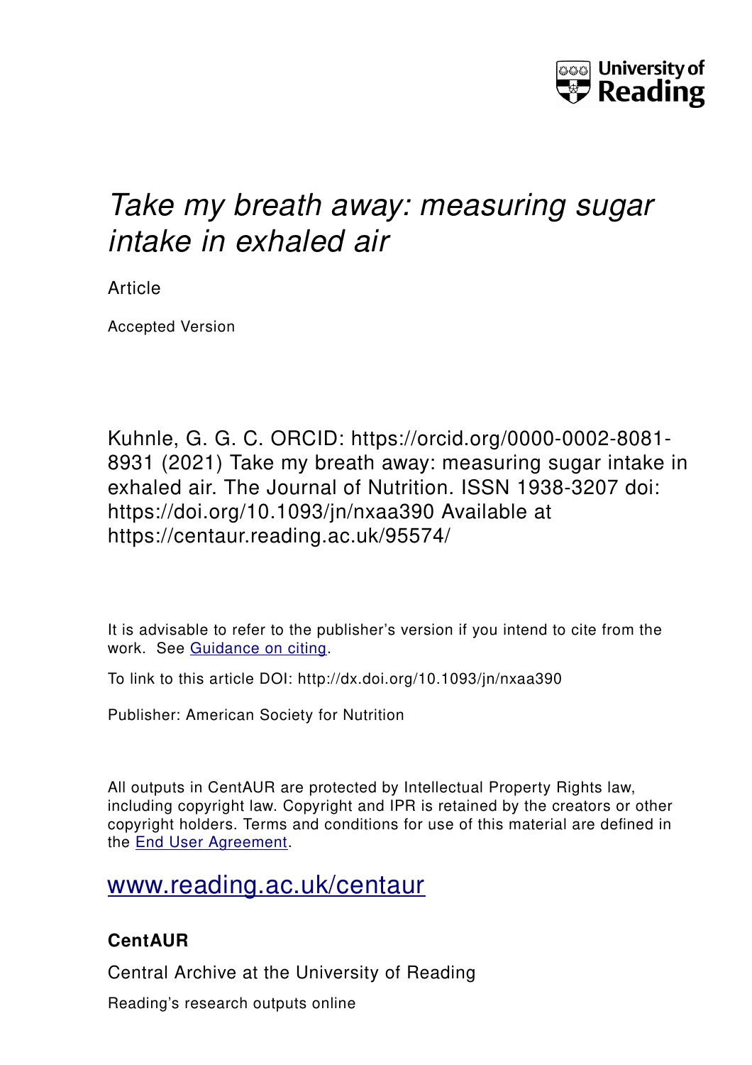University of Reading

# *Take my breath away: measuring sugar intake in exhaled air*

Article

Accepted Version

Kuhnle, G. G. C. ORCID: https://orcid.org/0000-0002-8081-8931 (2021) Take my breath away: measuring sugar intake in exhaled air. The Journal of Nutrition. ISSN 1938-3207 doi: https://doi.org/10.1093/jn/nxaa390 Available at https://centaur.reading.ac.uk/95574/

It is advisable to refer to the publisher's version if you intend to cite from the work. See Guidance on citing.

To link to this article DOI: http://dx.doi.org/10.1093/jn/nxaa390

Publisher: American Society for Nutrition

All outputs in CentAUR are protected by Intellectual Property Rights law, including copyright law. Copyright and IPR is retained by the creators or other copyright holders. Terms and conditions for use of this material are defined in the End User Agreement.

www.reading.ac.uk/centaur

**CentAUR**

Central Archive at the University of Reading

Reading's research outputs online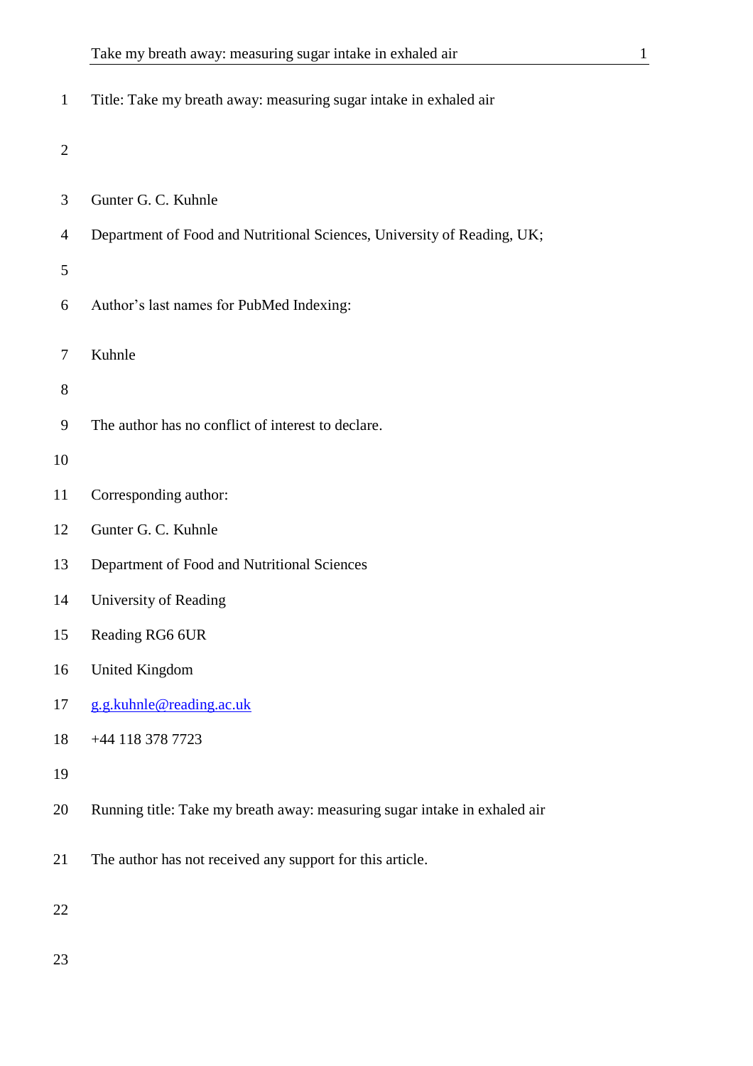Title: Take my breath away: measuring sugar intake in exhaled air

Gunter G. C. Kuhnle

Department of Food and Nutritional Sciences, University of Reading, UK;

Author's last names for PubMed Indexing:

Kuhnle

The author has no conflict of interest to declare.

Corresponding author:

Gunter G. C. Kuhnle

Department of Food and Nutritional Sciences

University of Reading

Reading RG6 6UR

United Kingdom

g.g.kuhnle@reading.ac.uk

+44 118 378 7723

Running title: Take my breath away: measuring sugar intake in exhaled air

The author has not received any support for this article.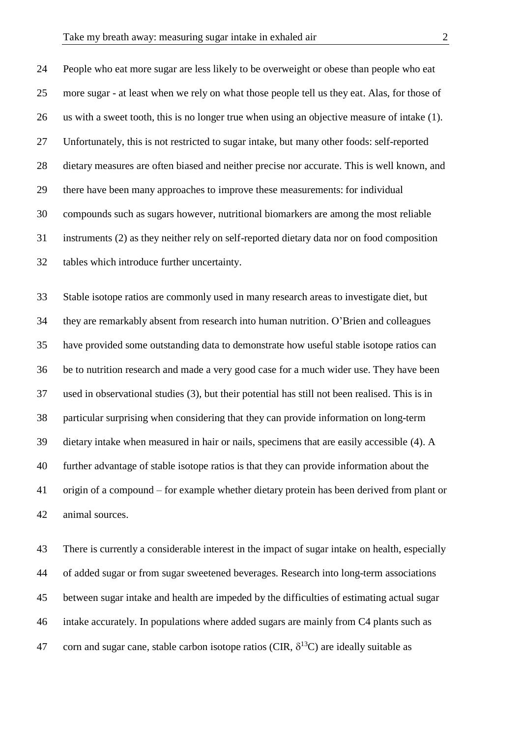People who eat more sugar are less likely to be overweight or obese than people who eat more sugar - at least when we rely on what those people tell us they eat. Alas, for those of us with a sweet tooth, this is no longer true when using an objective measure of intake (1). Unfortunately, this is not restricted to sugar intake, but many other foods: self-reported dietary measures are often biased and neither precise nor accurate. This is well known, and there have been many approaches to improve these measurements: for individual compounds such as sugars however, nutritional biomarkers are among the most reliable instruments (2) as they neither rely on self-reported dietary data nor on food composition tables which introduce further uncertainty.

Stable isotope ratios are commonly used in many research areas to investigate diet, but they are remarkably absent from research into human nutrition. O'Brien and colleagues have provided some outstanding data to demonstrate how useful stable isotope ratios can be to nutrition research and made a very good case for a much wider use. They have been used in observational studies (3), but their potential has still not been realised. This is in particular surprising when considering that they can provide information on long-term dietary intake when measured in hair or nails, specimens that are easily accessible (4). A further advantage of stable isotope ratios is that they can provide information about the origin of a compound – for example whether dietary protein has been derived from plant or animal sources.

There is currently a considerable interest in the impact of sugar intake on health, especially of added sugar or from sugar sweetened beverages. Research into long-term associations between sugar intake and health are impeded by the difficulties of estimating actual sugar intake accurately. In populations where added sugars are mainly from C4 plants such as corn and sugar cane, stable carbon isotope ratios (CIR, $\delta^{13}C$) are ideally suitable as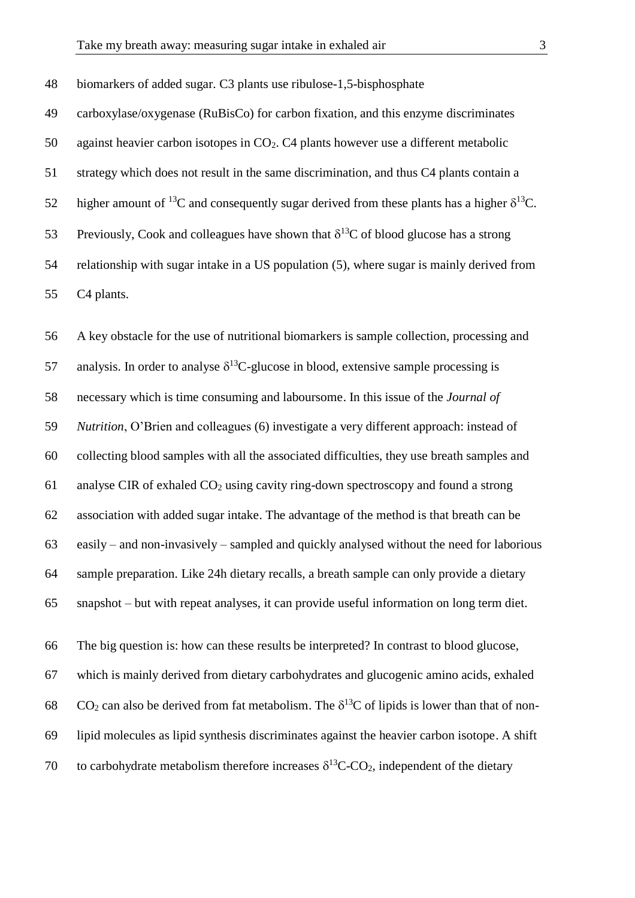biomarkers of added sugar. C3 plants use ribulose-1,5-bisphosphate carboxylase/oxygenase (RuBisCo) for carbon fixation, and this enzyme discriminates against heavier carbon isotopes in $CO_2$. C4 plants however use a different metabolic strategy which does not result in the same discrimination, and thus C4 plants contain a higher amount of $^{13}C$ and consequently sugar derived from these plants has a higher $\delta^{13}C$. Previously, Cook and colleagues have shown that $\delta^{13}C$ of blood glucose has a strong relationship with sugar intake in a US population (5), where sugar is mainly derived from C4 plants.

A key obstacle for the use of nutritional biomarkers is sample collection, processing and analysis. In order to analyse $\delta^{13}C$-glucose in blood, extensive sample processing is necessary which is time consuming and laboursome. In this issue of the *Journal of Nutrition*, O'Brien and colleagues (6) investigate a very different approach: instead of collecting blood samples with all the associated difficulties, they use breath samples and analyse CIR of exhaled $CO_2$ using cavity ring-down spectroscopy and found a strong association with added sugar intake. The advantage of the method is that breath can be easily – and non-invasively – sampled and quickly analysed without the need for laborious sample preparation. Like 24h dietary recalls, a breath sample can only provide a dietary snapshot – but with repeat analyses, it can provide useful information on long term diet.

The big question is: how can these results be interpreted? In contrast to blood glucose, which is mainly derived from dietary carbohydrates and glucogenic amino acids, exhaled $CO_2$ can also be derived from fat metabolism. The $\delta^{13}C$ of lipids is lower than that of non-lipid molecules as lipid synthesis discriminates against the heavier carbon isotope. A shift to carbohydrate metabolism therefore increases $\delta^{13}C$-$CO_2$, independent of the dietary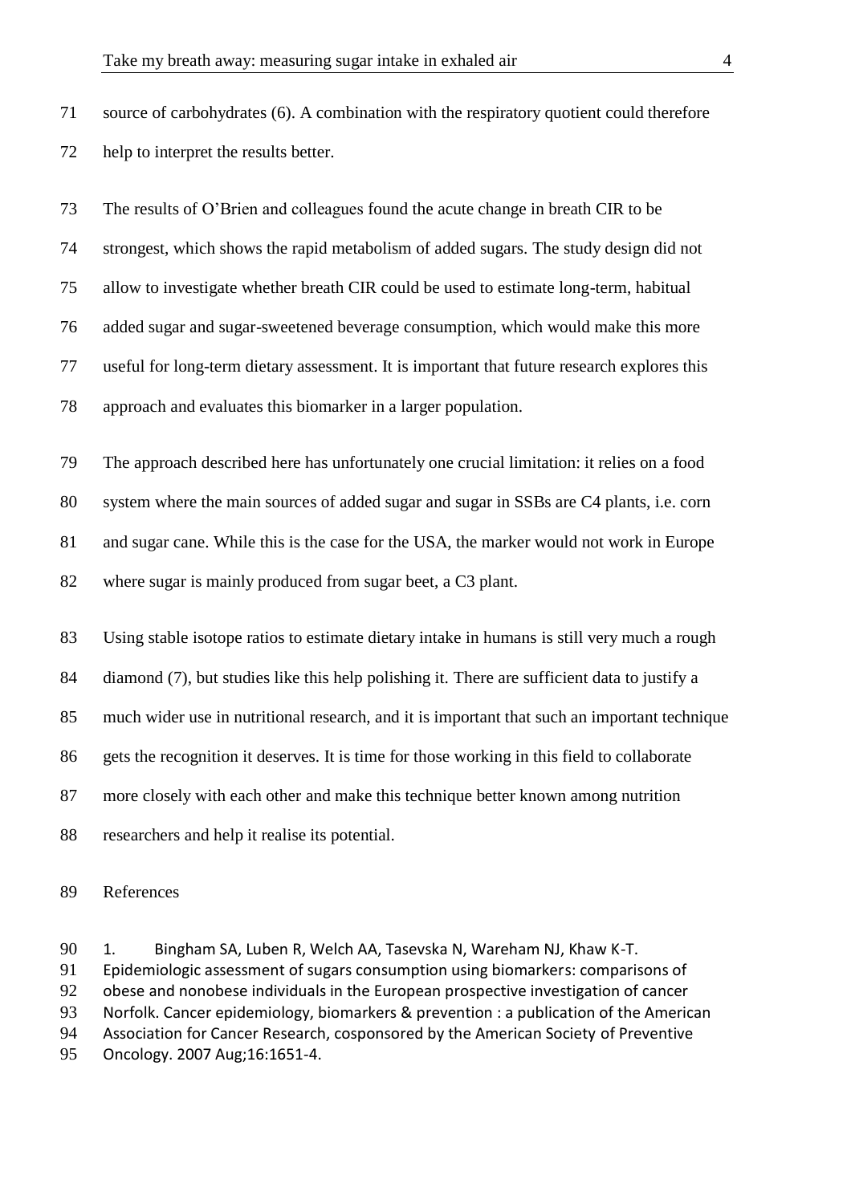source of carbohydrates (6). A combination with the respiratory quotient could therefore help to interpret the results better.

The results of O'Brien and colleagues found the acute change in breath CIR to be strongest, which shows the rapid metabolism of added sugars. The study design did not allow to investigate whether breath CIR could be used to estimate long-term, habitual added sugar and sugar-sweetened beverage consumption, which would make this more useful for long-term dietary assessment. It is important that future research explores this approach and evaluates this biomarker in a larger population.

The approach described here has unfortunately one crucial limitation: it relies on a food system where the main sources of added sugar and sugar in SSBs are C4 plants, i.e. corn and sugar cane. While this is the case for the USA, the marker would not work in Europe where sugar is mainly produced from sugar beet, a C3 plant.

Using stable isotope ratios to estimate dietary intake in humans is still very much a rough diamond (7), but studies like this help polishing it. There are sufficient data to justify a much wider use in nutritional research, and it is important that such an important technique gets the recognition it deserves. It is time for those working in this field to collaborate more closely with each other and make this technique better known among nutrition researchers and help it realise its potential.

References

1. Bingham SA, Luben R, Welch AA, Tasevska N, Wareham NJ, Khaw K-T. Epidemiologic assessment of sugars consumption using biomarkers: comparisons of obese and nonobese individuals in the European prospective investigation of cancer Norfolk. Cancer epidemiology, biomarkers & prevention : a publication of the American Association for Cancer Research, cosponsored by the American Society of Preventive Oncology. 2007 Aug;16:1651-4.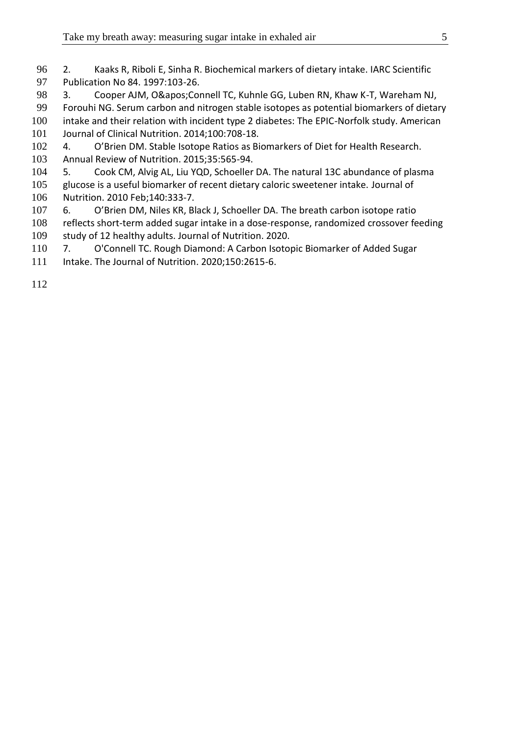2. Kaaks R, Riboli E, Sinha R. Biochemical markers of dietary intake. IARC Scientific Publication No 84. 1997:103-26.
3. Cooper AJM, O&apos;Connell TC, Kuhnle GG, Luben RN, Khaw K-T, Wareham NJ, Forouhi NG. Serum carbon and nitrogen stable isotopes as potential biomarkers of dietary intake and their relation with incident type 2 diabetes: The EPIC-Norfolk study. American Journal of Clinical Nutrition. 2014;100:708-18.
4. O'Brien DM. Stable Isotope Ratios as Biomarkers of Diet for Health Research. Annual Review of Nutrition. 2015;35:565-94.
5. Cook CM, Alvig AL, Liu YQD, Schoeller DA. The natural 13C abundance of plasma glucose is a useful biomarker of recent dietary caloric sweetener intake. Journal of Nutrition. 2010 Feb;140:333-7.
6. O'Brien DM, Niles KR, Black J, Schoeller DA. The breath carbon isotope ratio reflects short-term added sugar intake in a dose-response, randomized crossover feeding study of 12 healthy adults. Journal of Nutrition. 2020.
7. O'Connell TC. Rough Diamond: A Carbon Isotopic Biomarker of Added Sugar Intake. The Journal of Nutrition. 2020;150:2615-6.